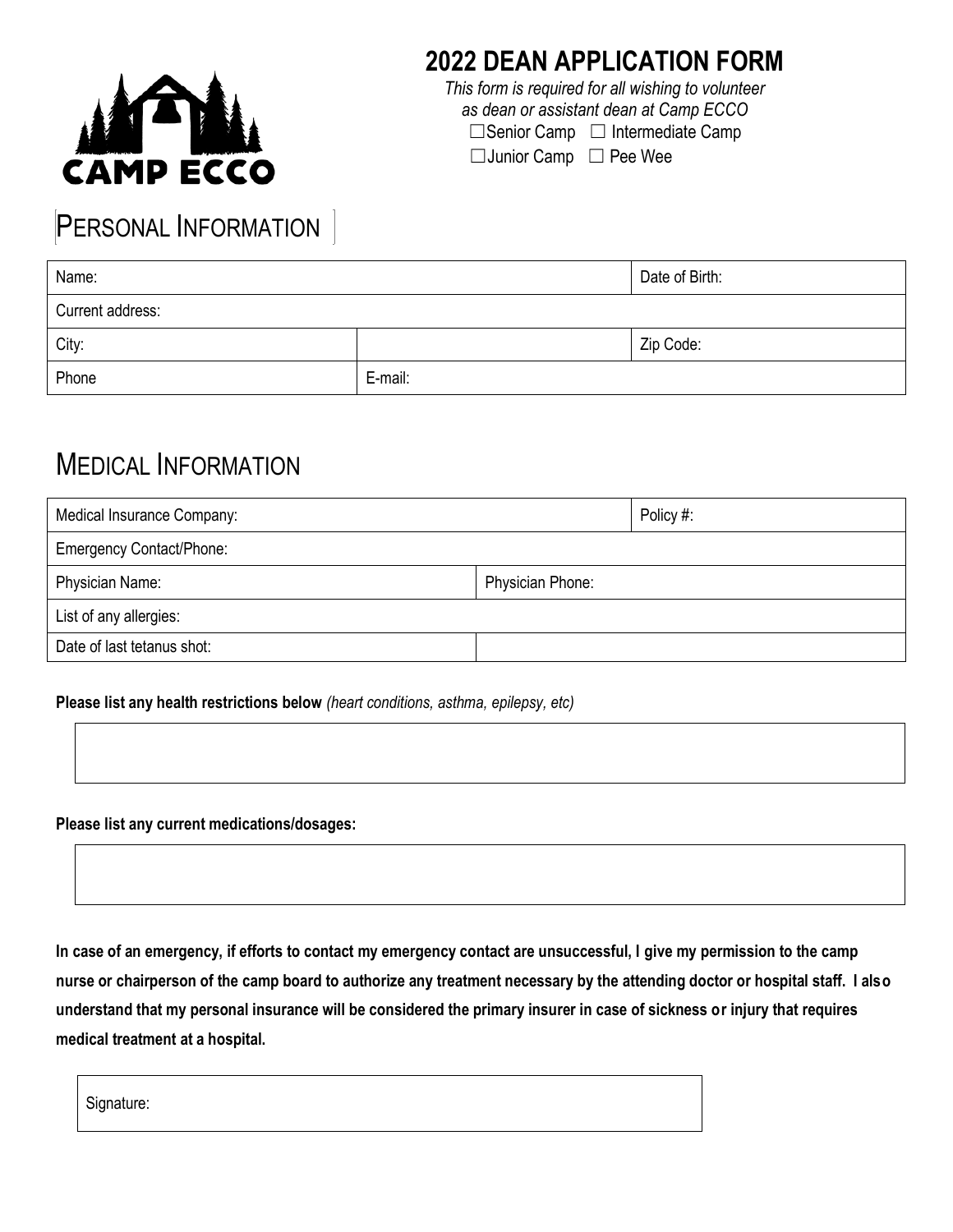CAMP ECCO

# 2022 DEAN APPLICATION FORM

*This form is required for all wishing to volunteer as dean or assistant dean at Camp ECCO*

☐Senior Camp ☐ Intermediate Camp

☐Junior Camp ☐ Pee Wee

## PERSONAL INFORMATION

| Name: | | Date of Birth: |
|---|---|---|
| Current address: | | |
| City: | | Zip Code: |
| Phone | E-mail: | |

## MEDICAL INFORMATION

| Medical Insurance Company: | | Policy #: |
|---|---|---|
| Emergency Contact/Phone: | | |
| Physician Name: | Physician Phone: | |
| List of any allergies: | | |
| Date of last tetanus shot: | | |

**Please list any health restrictions below** *(heart conditions, asthma, epilepsy, etc)*

**Please list any current medications/dosages:**

**In case of an emergency, if efforts to contact my emergency contact are unsuccessful, I give my permission to the camp nurse or chairperson of the camp board to authorize any treatment necessary by the attending doctor or hospital staff. I also understand that my personal insurance will be considered the primary insurer in case of sickness or injury that requires medical treatment at a hospital.**

Signature: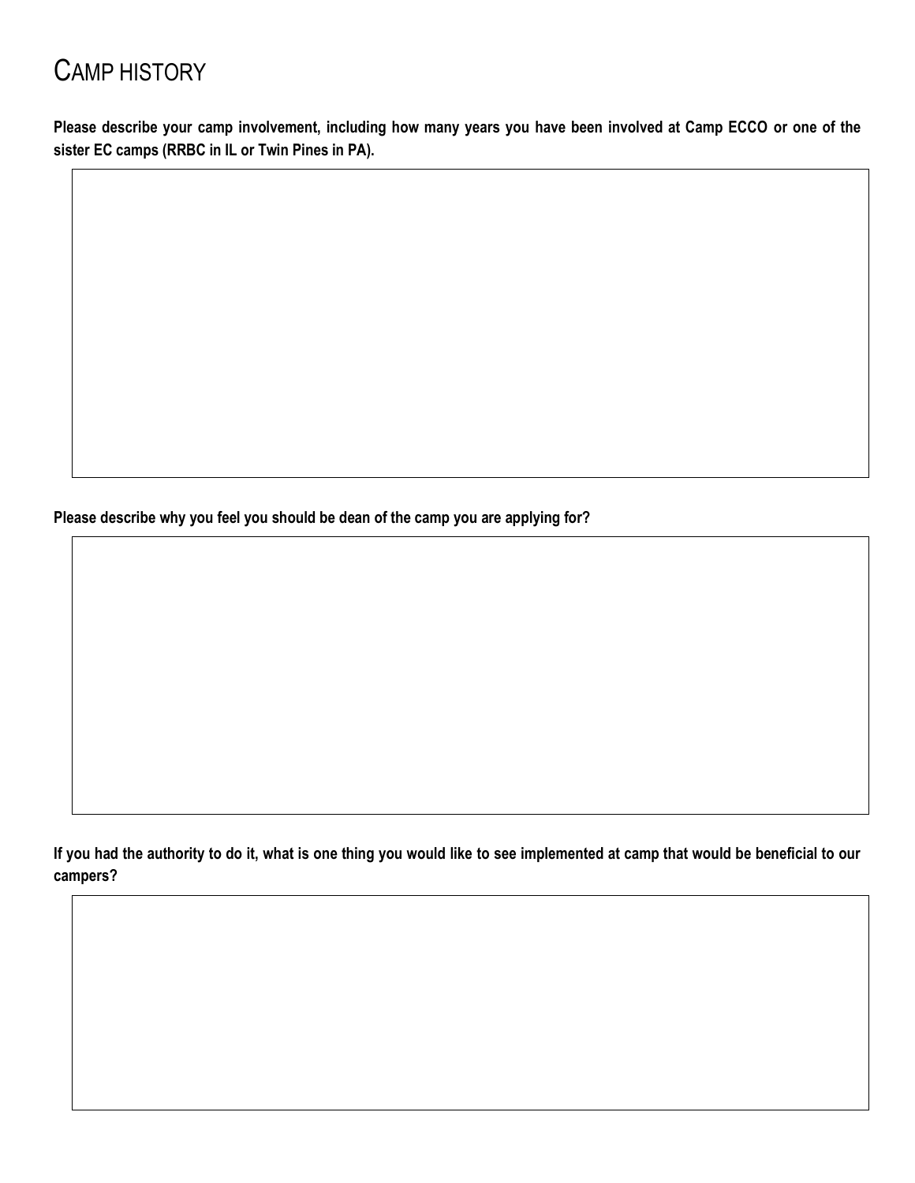# Camp History

**Please describe your camp involvement, including how many years you have been involved at Camp ECCO or one of the sister EC camps (RRBC in IL or Twin Pines in PA).**

**Please describe why you feel you should be dean of the camp you are applying for?**

**If you had the authority to do it, what is one thing you would like to see implemented at camp that would be beneficial to our campers?**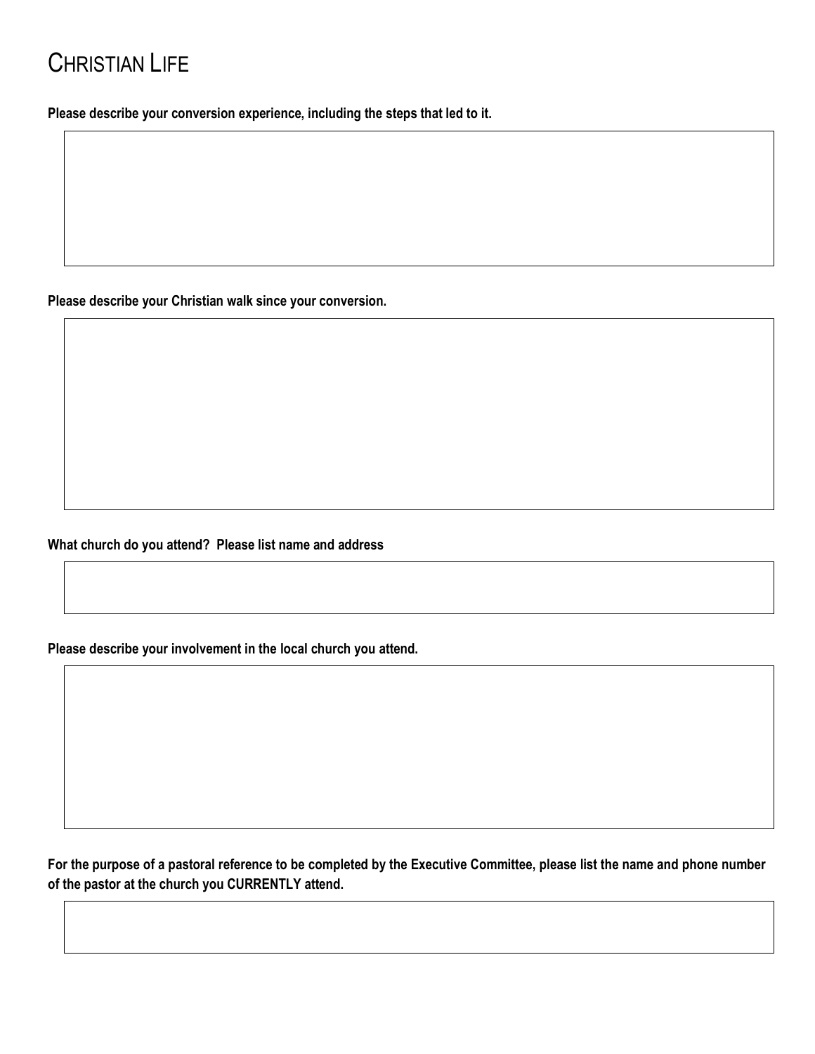# Christian Life

**Please describe your conversion experience, including the steps that led to it.**

**Please describe your Christian walk since your conversion.**

**What church do you attend? Please list name and address**

**Please describe your involvement in the local church you attend.**

**For the purpose of a pastoral reference to be completed by the Executive Committee, please list the name and phone number of the pastor at the church you CURRENTLY attend.**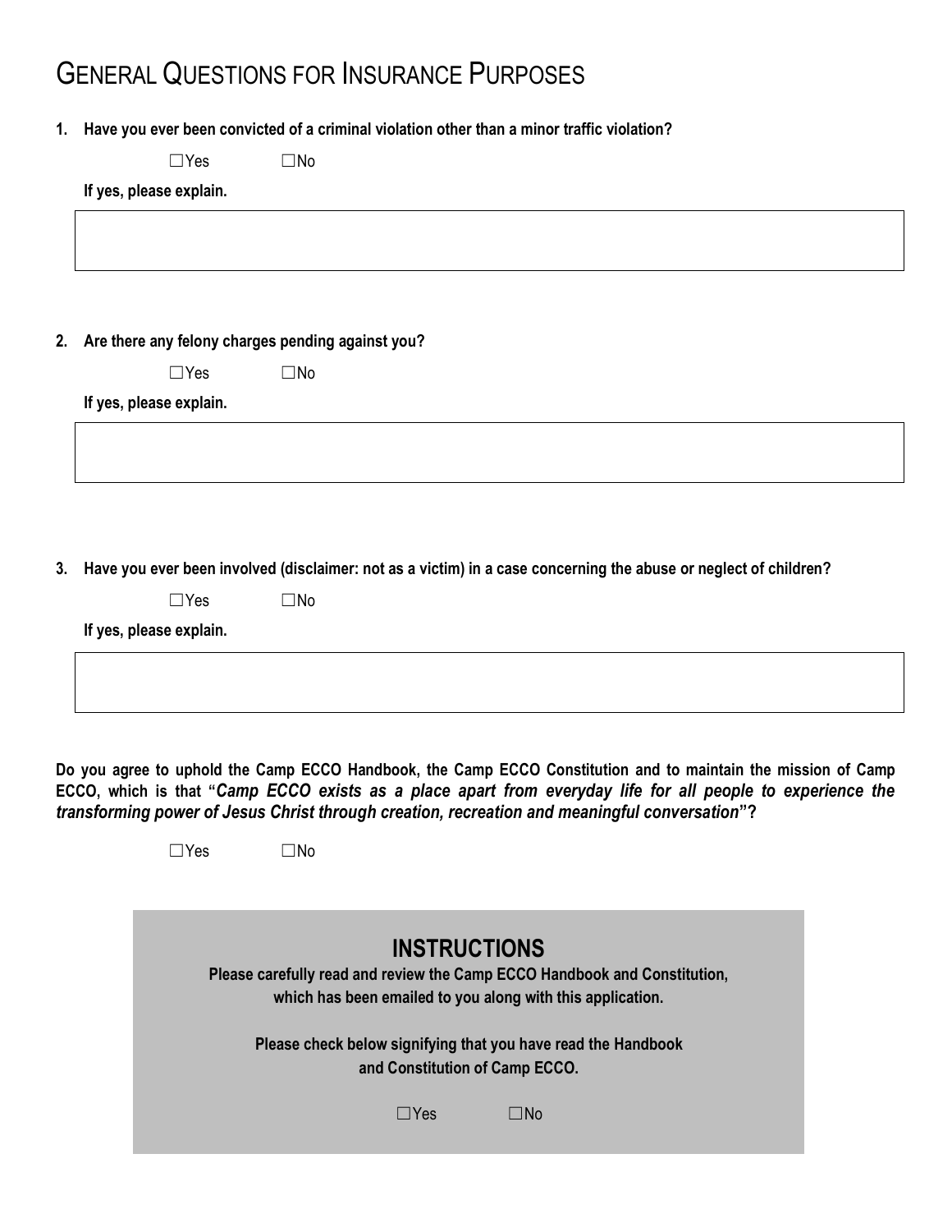# General Questions for Insurance Purposes

1. **Have you ever been convicted of a criminal violation other than a minor traffic violation?**

   ☐Yes ☐No

   **If yes, please explain.**

2. **Are there any felony charges pending against you?**

   ☐Yes ☐No

   **If yes, please explain.**

3. **Have you ever been involved (disclaimer: not as a victim) in a case concerning the abuse or neglect of children?**

   ☐Yes ☐No

   **If yes, please explain.**

**Do you agree to uphold the Camp ECCO Handbook, the Camp ECCO Constitution and to maintain the mission of Camp ECCO, which is that "*Camp ECCO exists as a place apart from everyday life for all people to experience the transforming power of Jesus Christ through creation, recreation and meaningful conversation*"?**

☐Yes ☐No

## INSTRUCTIONS

**Please carefully read and review the Camp ECCO Handbook and Constitution, which has been emailed to you along with this application.**

**Please check below signifying that you have read the Handbook and Constitution of Camp ECCO.**

☐Yes ☐No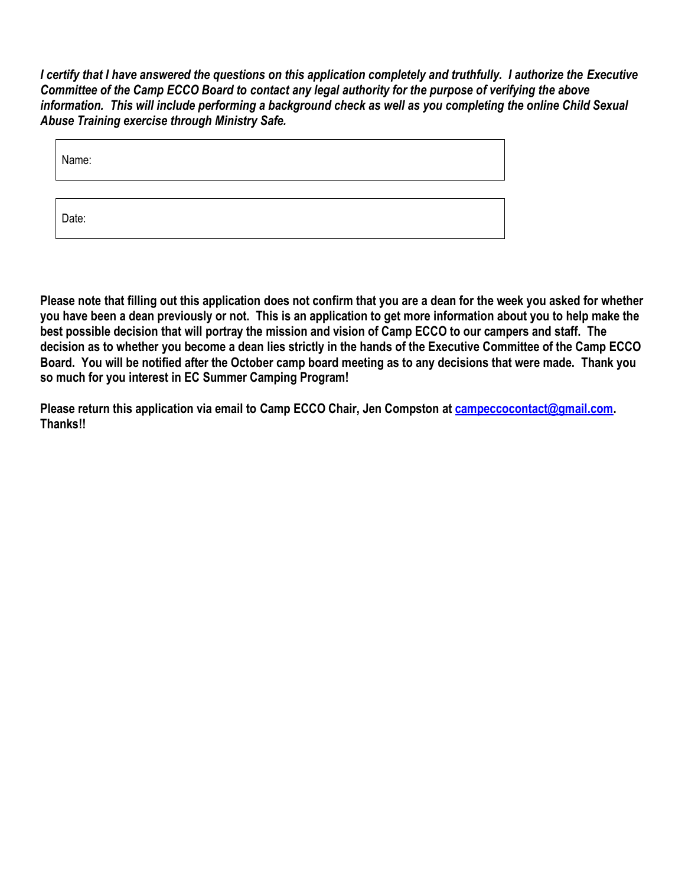*I certify that I have answered the questions on this application completely and truthfully. I authorize the Executive Committee of the Camp ECCO Board to contact any legal authority for the purpose of verifying the above information. This will include performing a background check as well as you completing the online Child Sexual Abuse Training exercise through Ministry Safe.*

| |
|---|
| Name: |

| |
|---|
| Date: |

**Please note that filling out this application does not confirm that you are a dean for the week you asked for whether you have been a dean previously or not. This is an application to get more information about you to help make the best possible decision that will portray the mission and vision of Camp ECCO to our campers and staff. The decision as to whether you become a dean lies strictly in the hands of the Executive Committee of the Camp ECCO Board. You will be notified after the October camp board meeting as to any decisions that were made. Thank you so much for you interest in EC Summer Camping Program!**

**Please return this application via email to Camp ECCO Chair, Jen Compston at [campeccocontact@gmail.com](mailto:campeccocontact@gmail.com). Thanks!!**